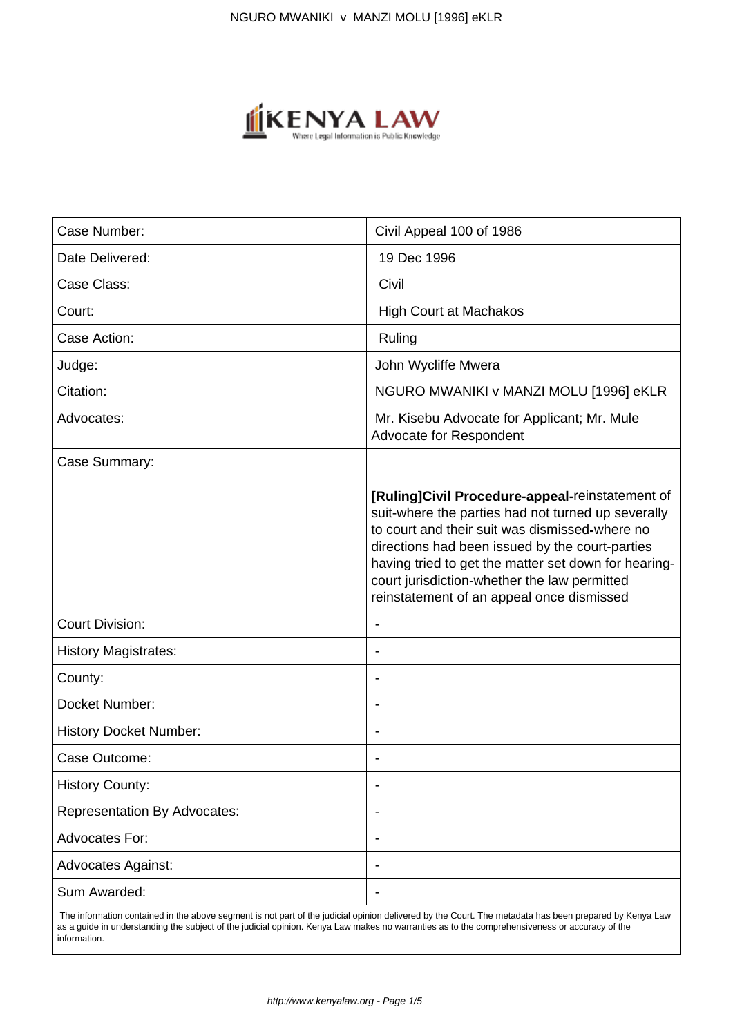| Case Number: | Civil Appeal 100 of 1986 |
|---|---|
| Date Delivered: | 19 Dec 1996 |
| Case Class: | Civil |
| Court: | High Court at Machakos |
| Case Action: | Ruling |
| Judge: | John Wycliffe Mwera |
| Citation: | NGURO MWANIKI v MANZI MOLU [1996] eKLR |
| Advocates: | Mr. Kisebu Advocate for Applicant; Mr. Mule Advocate for Respondent |
| Case Summary: | **[Ruling]Civil Procedure-appeal-**reinstatement of suit-where the parties had not turned up severally to court and their suit was dismissed**-**where no directions had been issued by the court-parties having tried to get the matter set down for hearing-court jurisdiction-whether the law permitted reinstatement of an appeal once dismissed |
| Court Division: | - |
| History Magistrates: | - |
| County: | - |
| Docket Number: | - |
| History Docket Number: | - |
| Case Outcome: | - |
| History County: | - |
| Representation By Advocates: | - |
| Advocates For: | - |
| Advocates Against: | - |
| Sum Awarded: | - |

The information contained in the above segment is not part of the judicial opinion delivered by the Court. The metadata has been prepared by Kenya Law as a guide in understanding the subject of the judicial opinion. Kenya Law makes no warranties as to the comprehensiveness or accuracy of the information.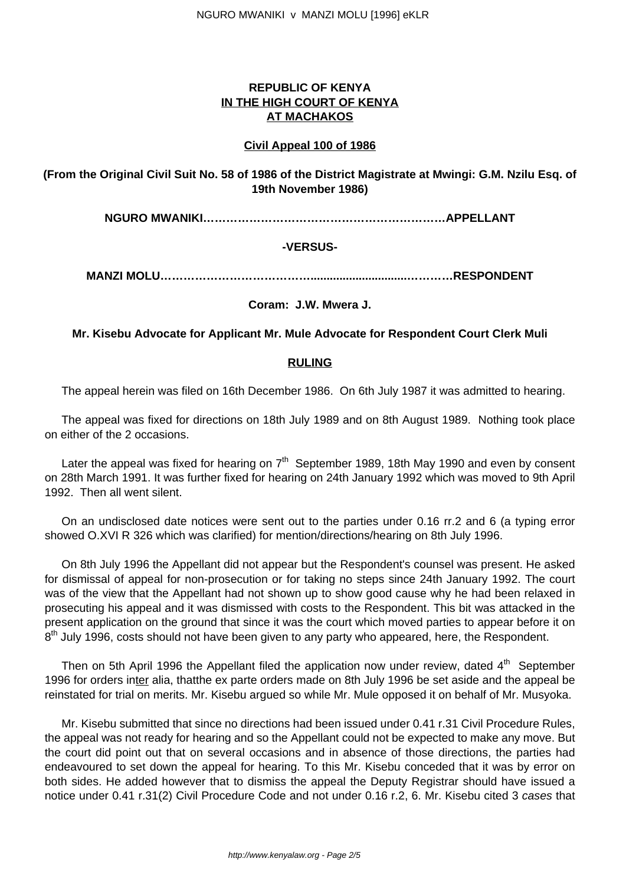**REPUBLIC OF KENYA**
**IN THE HIGH COURT OF KENYA**
**AT MACHAKOS**

**Civil Appeal 100 of 1986**

**(From the Original Civil Suit No. 58 of 1986 of the District Magistrate at Mwingi: G.M. Nzilu Esq. of 19th November 1986)**

**NGURO MWANIKI………………………………………………………APPELLANT**

**-VERSUS-**

**MANZI MOLU…………………………………............................…………RESPONDENT**

**Coram: J.W. Mwera J.**

**Mr. Kisebu Advocate for Applicant Mr. Mule Advocate for Respondent Court Clerk Muli**

**RULING**

The appeal herein was filed on 16th December 1986. On 6th July 1987 it was admitted to hearing.

The appeal was fixed for directions on 18th July 1989 and on 8th August 1989. Nothing took place on either of the 2 occasions.

Later the appeal was fixed for hearing on 7th September 1989, 18th May 1990 and even by consent on 28th March 1991. It was further fixed for hearing on 24th January 1992 which was moved to 9th April 1992. Then all went silent.

On an undisclosed date notices were sent out to the parties under 0.16 rr.2 and 6 (a typing error showed O.XVI R 326 which was clarified) for mention/directions/hearing on 8th July 1996.

On 8th July 1996 the Appellant did not appear but the Respondent's counsel was present. He asked for dismissal of appeal for non-prosecution or for taking no steps since 24th January 1992. The court was of the view that the Appellant had not shown up to show good cause why he had been relaxed in prosecuting his appeal and it was dismissed with costs to the Respondent. This bit was attacked in the present application on the ground that since it was the court which moved parties to appear before it on 8th July 1996, costs should not have been given to any party who appeared, here, the Respondent.

Then on 5th April 1996 the Appellant filed the application now under review, dated 4th September 1996 for orders inter alia, thatthe ex parte orders made on 8th July 1996 be set aside and the appeal be reinstated for trial on merits. Mr. Kisebu argued so while Mr. Mule opposed it on behalf of Mr. Musyoka.

Mr. Kisebu submitted that since no directions had been issued under 0.41 r.31 Civil Procedure Rules, the appeal was not ready for hearing and so the Appellant could not be expected to make any move. But the court did point out that on several occasions and in absence of those directions, the parties had endeavoured to set down the appeal for hearing. To this Mr. Kisebu conceded that it was by error on both sides. He added however that to dismiss the appeal the Deputy Registrar should have issued a notice under 0.41 r.31(2) Civil Procedure Code and not under 0.16 r.2, 6. Mr. Kisebu cited 3 *cases* that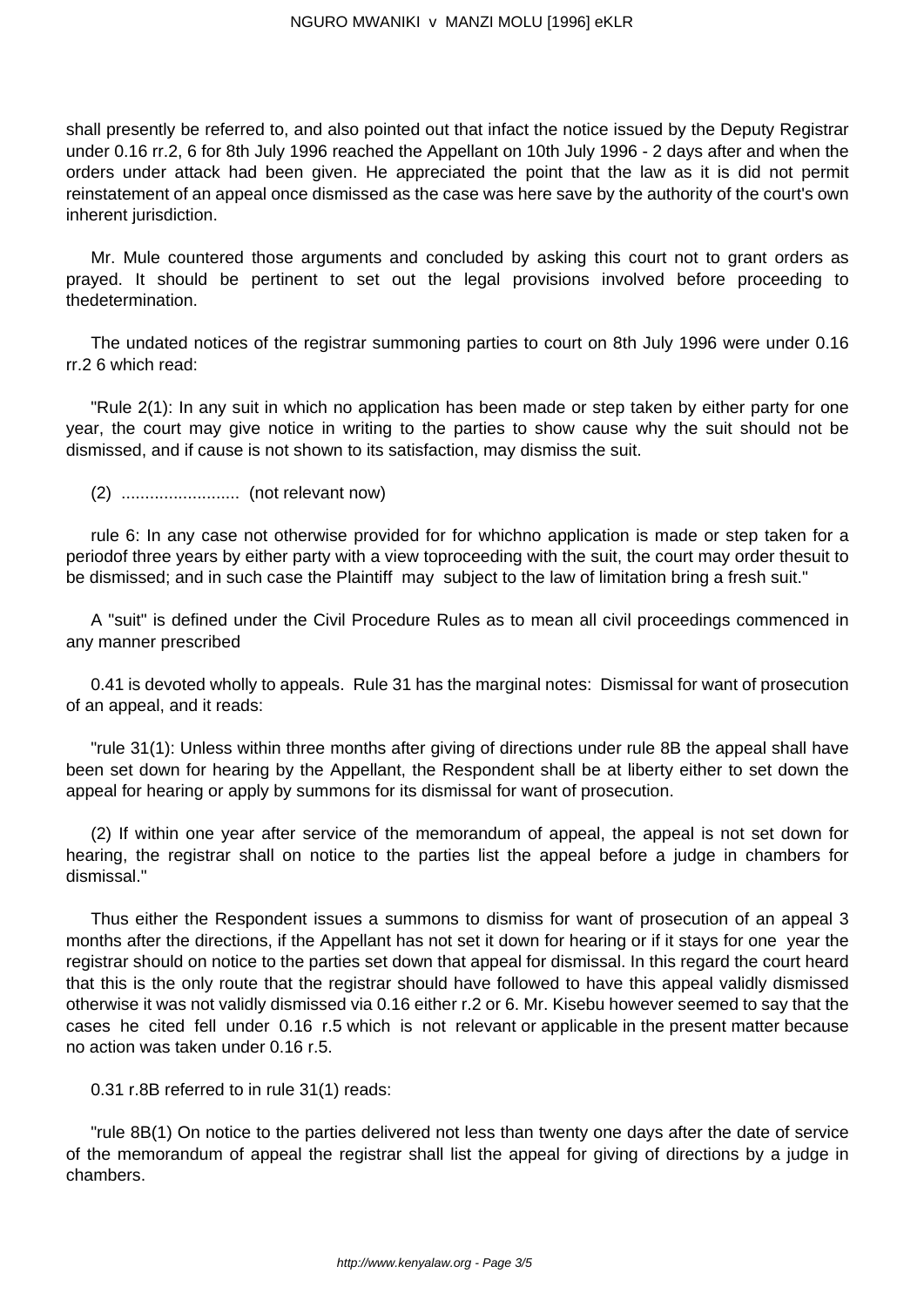shall presently be referred to, and also pointed out that infact the notice issued by the Deputy Registrar under 0.16 rr.2, 6 for 8th July 1996 reached the Appellant on 10th July 1996 - 2 days after and when the orders under attack had been given. He appreciated the point that the law as it is did not permit reinstatement of an appeal once dismissed as the case was here save by the authority of the court's own inherent jurisdiction.

Mr. Mule countered those arguments and concluded by asking this court not to grant orders as prayed. It should be pertinent to set out the legal provisions involved before proceeding to thedetermination.

The undated notices of the registrar summoning parties to court on 8th July 1996 were under 0.16 rr.2 6 which read:

"Rule 2(1): In any suit in which no application has been made or step taken by either party for one year, the court may give notice in writing to the parties to show cause why the suit should not be dismissed, and if cause is not shown to its satisfaction, may dismiss the suit.

(2) ......................... (not relevant now)

rule 6: In any case not otherwise provided for for whichno application is made or step taken for a periodof three years by either party with a view toproceeding with the suit, the court may order thesuit to be dismissed; and in such case the Plaintiff may subject to the law of limitation bring a fresh suit."

A "suit" is defined under the Civil Procedure Rules as to mean all civil proceedings commenced in any manner prescribed

0.41 is devoted wholly to appeals. Rule 31 has the marginal notes: Dismissal for want of prosecution of an appeal, and it reads:

"rule 31(1): Unless within three months after giving of directions under rule 8B the appeal shall have been set down for hearing by the Appellant, the Respondent shall be at liberty either to set down the appeal for hearing or apply by summons for its dismissal for want of prosecution.

(2) If within one year after service of the memorandum of appeal, the appeal is not set down for hearing, the registrar shall on notice to the parties list the appeal before a judge in chambers for dismissal."

Thus either the Respondent issues a summons to dismiss for want of prosecution of an appeal 3 months after the directions, if the Appellant has not set it down for hearing or if it stays for one year the registrar should on notice to the parties set down that appeal for dismissal. In this regard the court heard that this is the only route that the registrar should have followed to have this appeal validly dismissed otherwise it was not validly dismissed via 0.16 either r.2 or 6. Mr. Kisebu however seemed to say that the cases he cited fell under 0.16 r.5 which is not relevant or applicable in the present matter because no action was taken under 0.16 r.5.

0.31 r.8B referred to in rule 31(1) reads:

"rule 8B(1) On notice to the parties delivered not less than twenty one days after the date of service of the memorandum of appeal the registrar shall list the appeal for giving of directions by a judge in chambers.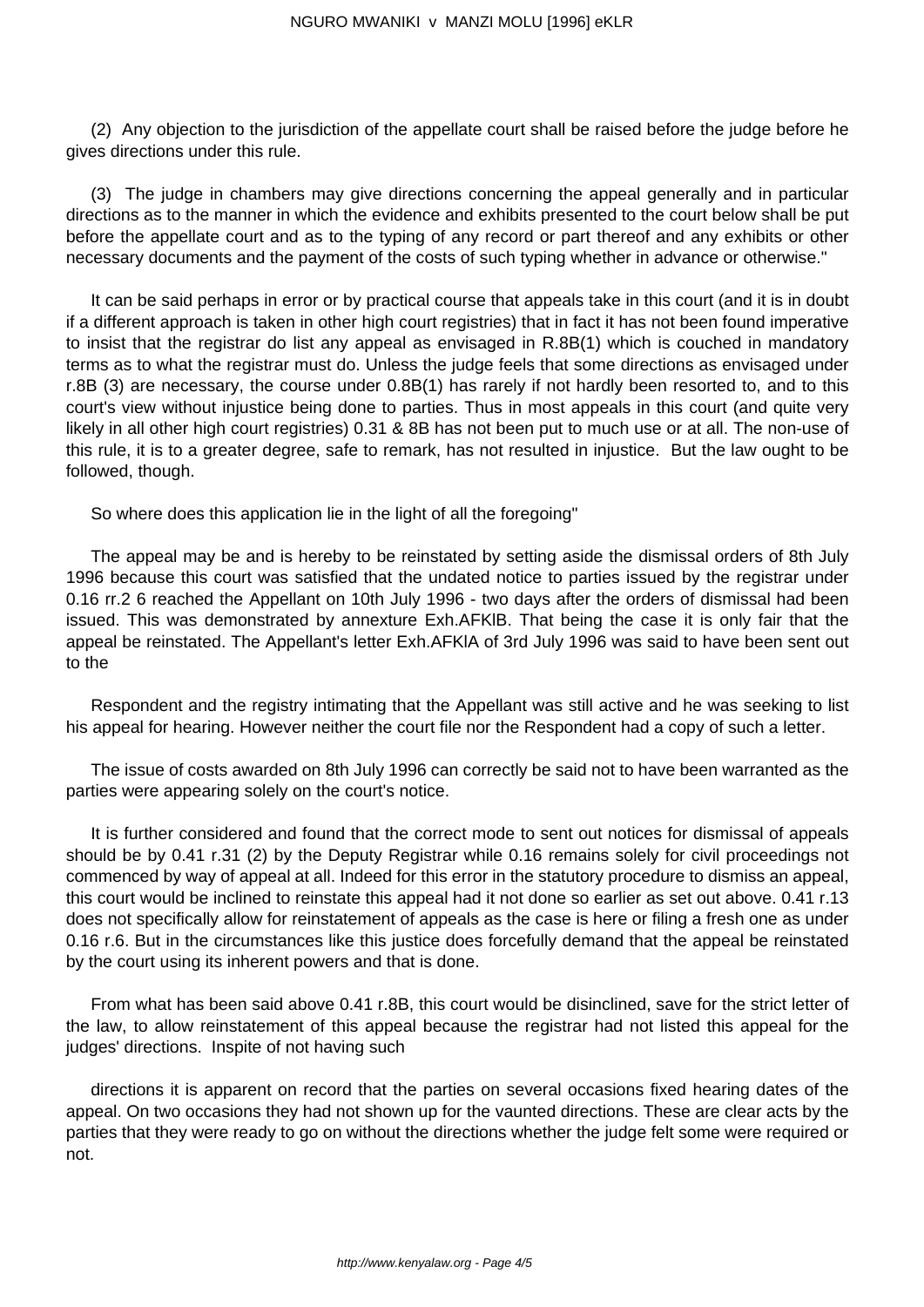(2) Any objection to the jurisdiction of the appellate court shall be raised before the judge before he gives directions under this rule.

(3) The judge in chambers may give directions concerning the appeal generally and in particular directions as to the manner in which the evidence and exhibits presented to the court below shall be put before the appellate court and as to the typing of any record or part thereof and any exhibits or other necessary documents and the payment of the costs of such typing whether in advance or otherwise."

It can be said perhaps in error or by practical course that appeals take in this court (and it is in doubt if a different approach is taken in other high court registries) that in fact it has not been found imperative to insist that the registrar do list any appeal as envisaged in R.8B(1) which is couched in mandatory terms as to what the registrar must do. Unless the judge feels that some directions as envisaged under r.8B (3) are necessary, the course under 0.8B(1) has rarely if not hardly been resorted to, and to this court's view without injustice being done to parties. Thus in most appeals in this court (and quite very likely in all other high court registries) 0.31 & 8B has not been put to much use or at all. The non-use of this rule, it is to a greater degree, safe to remark, has not resulted in injustice. But the law ought to be followed, though.

So where does this application lie in the light of all the foregoing"

The appeal may be and is hereby to be reinstated by setting aside the dismissal orders of 8th July 1996 because this court was satisfied that the undated notice to parties issued by the registrar under 0.16 rr.2 6 reached the Appellant on 10th July 1996 - two days after the orders of dismissal had been issued. This was demonstrated by annexture Exh.AFKlB. That being the case it is only fair that the appeal be reinstated. The Appellant's letter Exh.AFKlA of 3rd July 1996 was said to have been sent out to the

Respondent and the registry intimating that the Appellant was still active and he was seeking to list his appeal for hearing. However neither the court file nor the Respondent had a copy of such a letter.

The issue of costs awarded on 8th July 1996 can correctly be said not to have been warranted as the parties were appearing solely on the court's notice.

It is further considered and found that the correct mode to sent out notices for dismissal of appeals should be by 0.41 r.31 (2) by the Deputy Registrar while 0.16 remains solely for civil proceedings not commenced by way of appeal at all. Indeed for this error in the statutory procedure to dismiss an appeal, this court would be inclined to reinstate this appeal had it not done so earlier as set out above. 0.41 r.13 does not specifically allow for reinstatement of appeals as the case is here or filing a fresh one as under 0.16 r.6. But in the circumstances like this justice does forcefully demand that the appeal be reinstated by the court using its inherent powers and that is done.

From what has been said above 0.41 r.8B, this court would be disinclined, save for the strict letter of the law, to allow reinstatement of this appeal because the registrar had not listed this appeal for the judges' directions. Inspite of not having such

directions it is apparent on record that the parties on several occasions fixed hearing dates of the appeal. On two occasions they had not shown up for the vaunted directions. These are clear acts by the parties that they were ready to go on without the directions whether the judge felt some were required or not.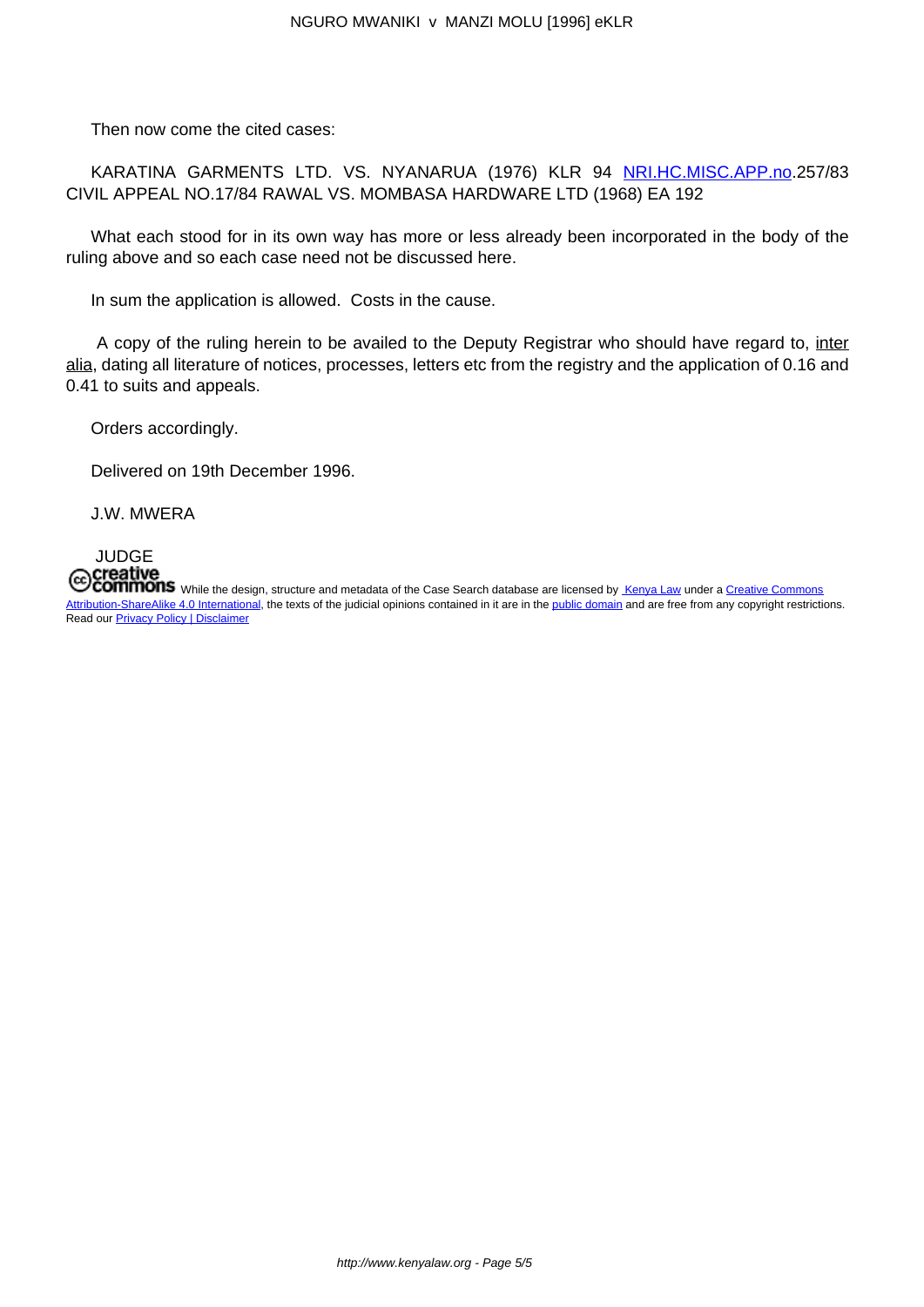Then now come the cited cases:

KARATINA GARMENTS LTD. VS. NYANARUA (1976) KLR 94 NRI.HC.MISC.APP.no.257/83 CIVIL APPEAL NO.17/84 RAWAL VS. MOMBASA HARDWARE LTD (1968) EA 192

What each stood for in its own way has more or less already been incorporated in the body of the ruling above and so each case need not be discussed here.

In sum the application is allowed. Costs in the cause.

A copy of the ruling herein to be availed to the Deputy Registrar who should have regard to, inter alia, dating all literature of notices, processes, letters etc from the registry and the application of 0.16 and 0.41 to suits and appeals.

Orders accordingly.

Delivered on 19th December 1996.

J.W. MWERA

JUDGE

While the design, structure and metadata of the Case Search database are licensed by Kenya Law under a Creative Commons Attribution-ShareAlike 4.0 International, the texts of the judicial opinions contained in it are in the public domain and are free from any copyright restrictions. Read our Privacy Policy | Disclaimer